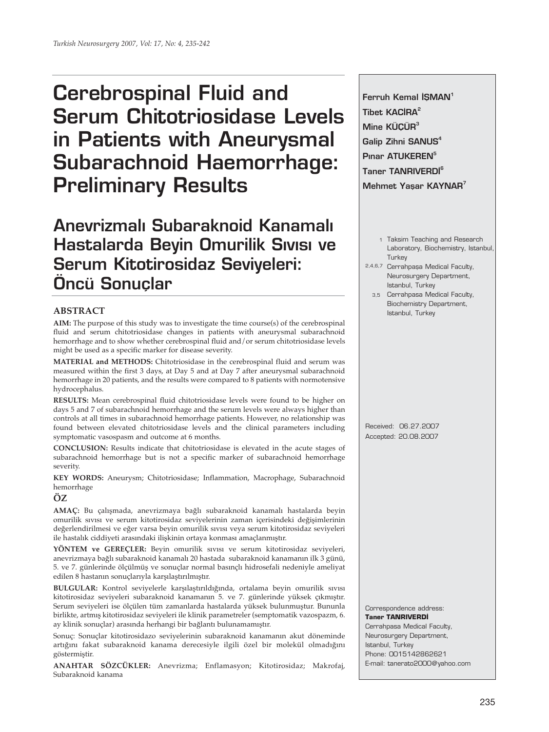# Cerebrospinal Fluid and Serum Chitotriosidase Levels in Patients with Aneurysmal Subarachnoid Haemorrhage: Preliminary Results

# Anevrizmalı Subaraknoid Kanamalı Hastalarda Beyin Omurilik Sıvısı ve Serum Kitotirosidaz Seviyeleri: Öncü Sonuçlar

**Ferruh Kemal IŞMAN**[1]
**Tibet KACİRA**[2]
**Mine KÜÇÜR**[3]
**Galip Zihni SANUS**[4]
**Pınar ATUKEREN**[5]
**Taner TANRIVERDİ**[6]
**Mehmet Yaşar KAYNAR**[7]

1 Taksim Teaching and Research Laboratory, Biochemistry, Istanbul, Turkey
2,4,6,7 Cerrahpaşa Medical Faculty, Neurosurgery Department, Istanbul, Turkey
3,5 Cerrahpasa Medical Faculty, Biochemistry Department, Istanbul, Turkey

Received: 06.27.2007
Accepted: 20.08.2007

## ABSTRACT

**AIM:** The purpose of this study was to investigate the time course(s) of the cerebrospinal fluid and serum chitotriosidase changes in patients with aneurysmal subarachnoid hemorrhage and to show whether cerebrospinal fluid and/or serum chitotriosidase levels might be used as a specific marker for disease severity.

**MATERIAL and METHODS:** Chitotriosidase in the cerebrospinal fluid and serum was measured within the first 3 days, at Day 5 and at Day 7 after aneurysmal subarachnoid hemorrhage in 20 patients, and the results were compared to 8 patients with normotensive hydrocephalus.

**RESULTS:** Mean cerebrospinal fluid chitotriosidase levels were found to be higher on days 5 and 7 of subarachnoid hemorrhage and the serum levels were always higher than controls at all times in subarachnoid hemorrhage patients. However, no relationship was found between elevated chitotriosidase levels and the clinical parameters including symptomatic vasospasm and outcome at 6 months.

**CONCLUSION:** Results indicate that chitotriosidase is elevated in the acute stages of subarachnoid hemorrhage but is not a specific marker of subarachnoid hemorrhage severity.

**KEY WORDS:** Aneurysm; Chitotriosidase; Inflammation, Macrophage, Subarachnoid hemorrhage

## ÖZ

**AMAÇ:** Bu çalışmada, anevrizmaya bağlı subaraknoid kanamalı hastalarda beyin omurilik sıvısı ve serum kitotirosidaz seviyelerinin zaman içerisindeki değişimlerinin değerlendirilmesi ve eğer varsa beyin omurilik sıvısı veya serum kitotirosidaz seviyeleri ile hastalık ciddiyeti arasındaki ilişkinin ortaya konması amaçlanmıştır.

**YÖNTEM ve GEREÇLER:** Beyin omurilik sıvısı ve serum kitotirosidaz seviyeleri, anevrizmaya bağlı subaraknoid kanamalı 20 hastada subaraknoid kanamanın ilk 3 günü, 5. ve 7. günlerinde ölçülmüş ve sonuçlar normal basınçlı hidrosefali nedeniyle ameliyat edilen 8 hastanın sonuçlarıyla karşılaştırılmıştır.

**BULGULAR:** Kontrol seviyelerle karşılaştırıldığında, ortalama beyin omurilik sıvısı kitotirosidaz seviyeleri subaraknoid kanamanın 5. ve 7. günlerinde yüksek çıkmıştır. Serum seviyeleri ise ölçülen tüm zamanlarda hastalarda yüksek bulunmuştur. Bununla birlikte, artmış kitotirosidaz seviyeleri ile klinik parametreler (semptomatik vazospazm, 6. ay klinik sonuçlar) arasında herhangi bir bağlantı bulunamamıştır.

Sonuç: Sonuçlar kitotirosidazo seviyelerinin subaraknoid kanamanın akut döneminde arttığını fakat subaraknoid kanama derecesiyle ilgili özel bir molekül olmadığını göstermiştir.

**ANAHTAR SÖZCÜKLER:** Anevrizma; Enflamasyon; Kitotirosidaz; Makrofaj, Subaraknoid kanama

Correspondence address:
**Taner TANRIVERDİ**
Cerrahpasa Medical Faculty,
Neurosurgery Department,
Istanbul, Turkey
Phone: 0015142862621
E-mail: tanerato2000@yahoo.com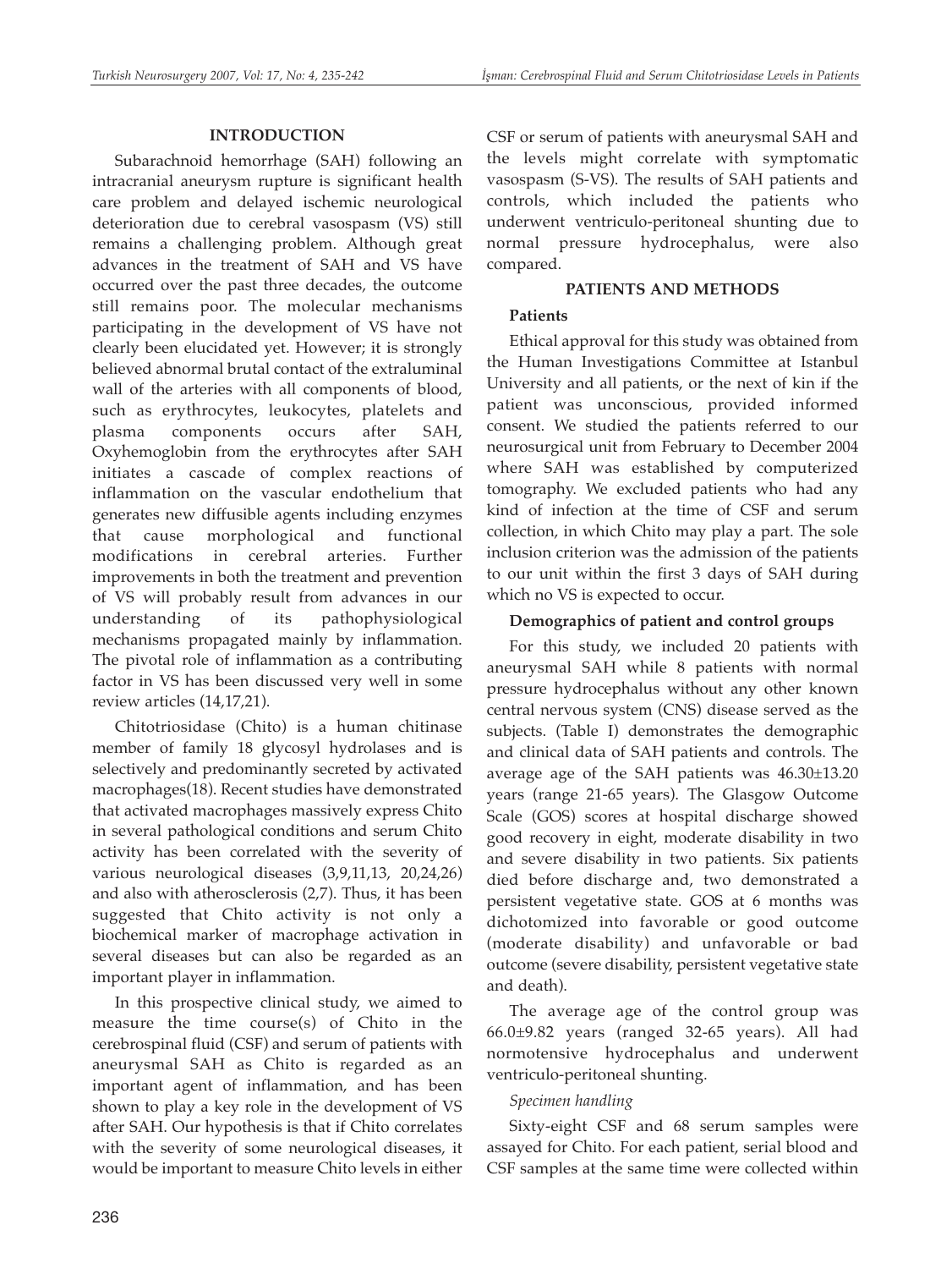## INTRODUCTION

Subarachnoid hemorrhage (SAH) following an intracranial aneurysm rupture is significant health care problem and delayed ischemic neurological deterioration due to cerebral vasospasm (VS) still remains a challenging problem. Although great advances in the treatment of SAH and VS have occurred over the past three decades, the outcome still remains poor. The molecular mechanisms participating in the development of VS have not clearly been elucidated yet. However; it is strongly believed abnormal brutal contact of the extraluminal wall of the arteries with all components of blood, such as erythrocytes, leukocytes, platelets and plasma components occurs after SAH, Oxyhemoglobin from the erythrocytes after SAH initiates a cascade of complex reactions of inflammation on the vascular endothelium that generates new diffusible agents including enzymes that cause morphological and functional modifications in cerebral arteries. Further improvements in both the treatment and prevention of VS will probably result from advances in our understanding of its pathophysiological mechanisms propagated mainly by inflammation. The pivotal role of inflammation as a contributing factor in VS has been discussed very well in some review articles (14,17,21).

Chitotriosidase (Chito) is a human chitinase member of family 18 glycosyl hydrolases and is selectively and predominantly secreted by activated macrophages(18). Recent studies have demonstrated that activated macrophages massively express Chito in several pathological conditions and serum Chito activity has been correlated with the severity of various neurological diseases (3,9,11,13, 20,24,26) and also with atherosclerosis (2,7). Thus, it has been suggested that Chito activity is not only a biochemical marker of macrophage activation in several diseases but can also be regarded as an important player in inflammation.

In this prospective clinical study, we aimed to measure the time course(s) of Chito in the cerebrospinal fluid (CSF) and serum of patients with aneurysmal SAH as Chito is regarded as an important agent of inflammation, and has been shown to play a key role in the development of VS after SAH. Our hypothesis is that if Chito correlates with the severity of some neurological diseases, it would be important to measure Chito levels in either CSF or serum of patients with aneurysmal SAH and the levels might correlate with symptomatic vasospasm (S-VS). The results of SAH patients and controls, which included the patients who underwent ventriculo-peritoneal shunting due to normal pressure hydrocephalus, were also compared.

## PATIENTS AND METHODS

### Patients

Ethical approval for this study was obtained from the Human Investigations Committee at Istanbul University and all patients, or the next of kin if the patient was unconscious, provided informed consent. We studied the patients referred to our neurosurgical unit from February to December 2004 where SAH was established by computerized tomography. We excluded patients who had any kind of infection at the time of CSF and serum collection, in which Chito may play a part. The sole inclusion criterion was the admission of the patients to our unit within the first 3 days of SAH during which no VS is expected to occur.

### Demographics of patient and control groups

For this study, we included 20 patients with aneurysmal SAH while 8 patients with normal pressure hydrocephalus without any other known central nervous system (CNS) disease served as the subjects. (Table I) demonstrates the demographic and clinical data of SAH patients and controls. The average age of the SAH patients was 46.30±13.20 years (range 21-65 years). The Glasgow Outcome Scale (GOS) scores at hospital discharge showed good recovery in eight, moderate disability in two and severe disability in two patients. Six patients died before discharge and, two demonstrated a persistent vegetative state. GOS at 6 months was dichotomized into favorable or good outcome (moderate disability) and unfavorable or bad outcome (severe disability, persistent vegetative state and death).

The average age of the control group was 66.0±9.82 years (ranged 32-65 years). All had normotensive hydrocephalus and underwent ventriculo-peritoneal shunting.

*Specimen handling*

Sixty-eight CSF and 68 serum samples were assayed for Chito. For each patient, serial blood and CSF samples at the same time were collected within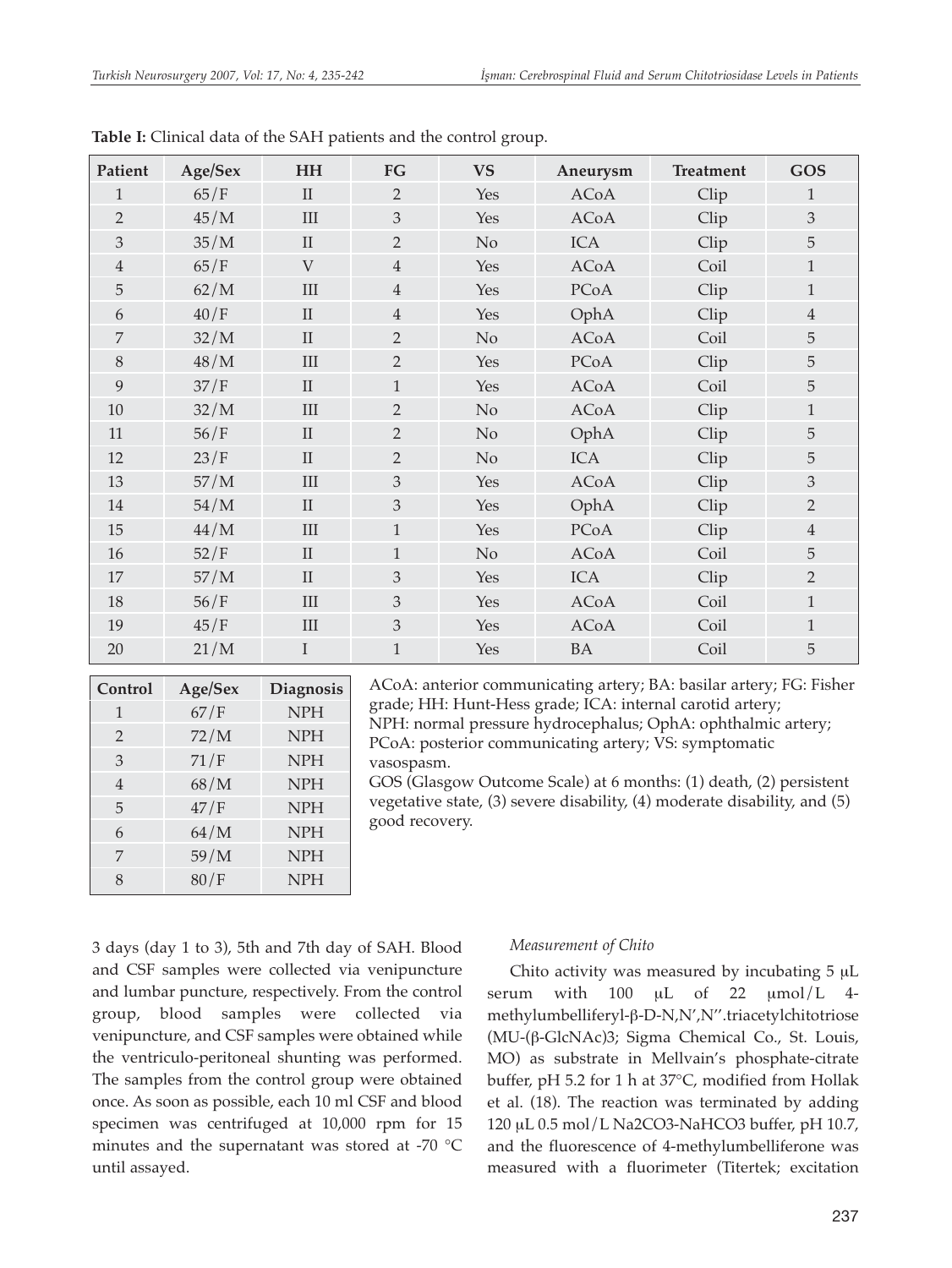**Table I:** Clinical data of the SAH patients and the control group.

| Patient | Age/Sex | HH | FG | VS | Aneurysm | Treatment | GOS |
|---|---|---|---|---|---|---|---|
| 1 | 65/F | II | 2 | Yes | ACoA | Clip | 1 |
| 2 | 45/M | III | 3 | Yes | ACoA | Clip | 3 |
| 3 | 35/M | II | 2 | No | ICA | Clip | 5 |
| 4 | 65/F | V | 4 | Yes | ACoA | Coil | 1 |
| 5 | 62/M | III | 4 | Yes | PCoA | Clip | 1 |
| 6 | 40/F | II | 4 | Yes | OphA | Clip | 4 |
| 7 | 32/M | II | 2 | No | ACoA | Coil | 5 |
| 8 | 48/M | III | 2 | Yes | PCoA | Clip | 5 |
| 9 | 37/F | II | 1 | Yes | ACoA | Coil | 5 |
| 10 | 32/M | III | 2 | No | ACoA | Clip | 1 |
| 11 | 56/F | II | 2 | No | OphA | Clip | 5 |
| 12 | 23/F | II | 2 | No | ICA | Clip | 5 |
| 13 | 57/M | III | 3 | Yes | ACoA | Clip | 3 |
| 14 | 54/M | II | 3 | Yes | OphA | Clip | 2 |
| 15 | 44/M | III | 1 | Yes | PCoA | Clip | 4 |
| 16 | 52/F | II | 1 | No | ACoA | Coil | 5 |
| 17 | 57/M | II | 3 | Yes | ICA | Clip | 2 |
| 18 | 56/F | III | 3 | Yes | ACoA | Coil | 1 |
| 19 | 45/F | III | 3 | Yes | ACoA | Coil | 1 |
| 20 | 21/M | I | 1 | Yes | BA | Coil | 5 |

| Control | Age/Sex | Diagnosis |
|---|---|---|
| 1 | 67/F | NPH |
| 2 | 72/M | NPH |
| 3 | 71/F | NPH |
| 4 | 68/M | NPH |
| 5 | 47/F | NPH |
| 6 | 64/M | NPH |
| 7 | 59/M | NPH |
| 8 | 80/F | NPH |

ACoA: anterior communicating artery; BA: basilar artery; FG: Fisher grade; HH: Hunt-Hess grade; ICA: internal carotid artery; NPH: normal pressure hydrocephalus; OphA: ophthalmic artery; PCoA: posterior communicating artery; VS: symptomatic vasospasm.

GOS (Glasgow Outcome Scale) at 6 months: (1) death, (2) persistent vegetative state, (3) severe disability, (4) moderate disability, and (5) good recovery.

3 days (day 1 to 3), 5th and 7th day of SAH. Blood and CSF samples were collected via venipuncture and lumbar puncture, respectively. From the control group, blood samples were collected via venipuncture, and CSF samples were obtained while the ventriculo-peritoneal shunting was performed. The samples from the control group were obtained once. As soon as possible, each 10 ml CSF and blood specimen was centrifuged at 10,000 rpm for 15 minutes and the supernatant was stored at -70 °C until assayed.

*Measurement of Chito*

Chito activity was measured by incubating 5 μL serum with 100 μL of 22 μmol/L 4-methylumbelliferyl-β-D-N,N′,N′′.triacetylchitotriose (MU-(β-GlcNAc)3; Sigma Chemical Co., St. Louis, MO) as substrate in Mellvain's phosphate-citrate buffer, pH 5.2 for 1 h at 37°C, modified from Hollak et al. (18). The reaction was terminated by adding 120 μL 0.5 mol/L $Na_2CO_3$-$NaHCO_3$ buffer, pH 10.7, and the fluorescence of 4-methylumbelliferone was measured with a fluorimeter (Titertek; excitation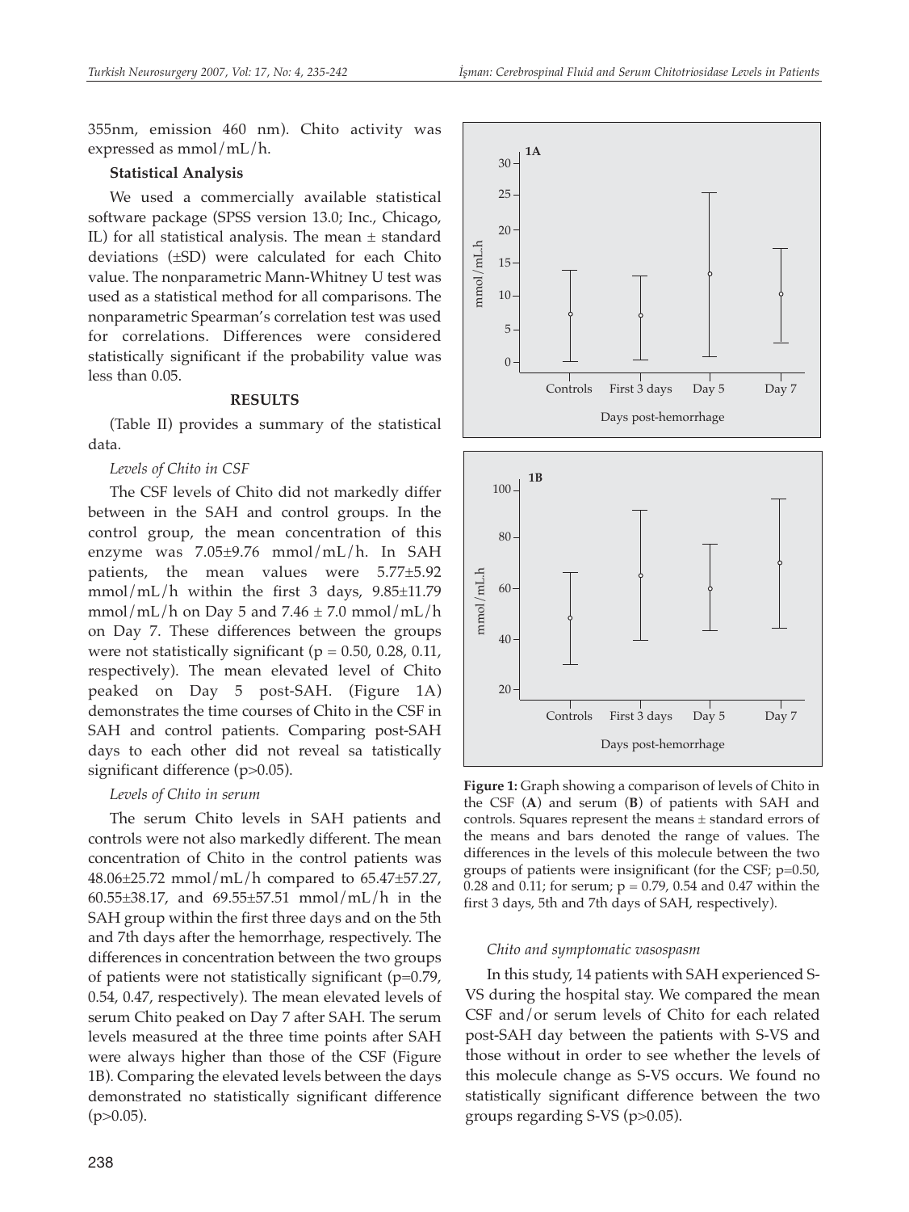355nm, emission 460 nm). Chito activity was expressed as mmol/mL/h.

**Statistical Analysis**

We used a commercially available statistical software package (SPSS version 13.0; Inc., Chicago, IL) for all statistical analysis. The mean ± standard deviations (±SD) were calculated for each Chito value. The nonparametric Mann-Whitney U test was used as a statistical method for all comparisons. The nonparametric Spearman's correlation test was used for correlations. Differences were considered statistically significant if the probability value was less than 0.05.

## RESULTS

(Table II) provides a summary of the statistical data.

*Levels of Chito in CSF*

The CSF levels of Chito did not markedly differ between in the SAH and control groups. In the control group, the mean concentration of this enzyme was 7.05±9.76 mmol/mL/h. In SAH patients, the mean values were 5.77±5.92 mmol/mL/h within the first 3 days, 9.85±11.79 mmol/mL/h on Day 5 and 7.46 ± 7.0 mmol/mL/h on Day 7. These differences between the groups were not statistically significant ($p = 0.50$, 0.28, 0.11, respectively). The mean elevated level of Chito peaked on Day 5 post-SAH. (Figure 1A) demonstrates the time courses of Chito in the CSF in SAH and control patients. Comparing post-SAH days to each other did not reveal sa tatistically significant difference ($p>0.05$).

*Levels of Chito in serum*

The serum Chito levels in SAH patients and controls were not also markedly different. The mean concentration of Chito in the control patients was 48.06±25.72 mmol/mL/h compared to 65.47±57.27, 60.55±38.17, and 69.55±57.51 mmol/mL/h in the SAH group within the first three days and on the 5th and 7th days after the hemorrhage, respectively. The differences in concentration between the two groups of patients were not statistically significant ($p=0.79$, 0.54, 0.47, respectively). The mean elevated levels of serum Chito peaked on Day 7 after SAH. The serum levels measured at the three time points after SAH were always higher than those of the CSF (Figure 1B). Comparing the elevated levels between the days demonstrated no statistically significant difference ($p>0.05$).

**Figure 1:** Graph showing a comparison of levels of Chito in the CSF (**A**) and serum (**B**) of patients with SAH and controls. Squares represent the means ± standard errors of the means and bars denoted the range of values. The differences in the levels of this molecule between the two groups of patients were insignificant (for the CSF; $p=0.50$, 0.28 and 0.11; for serum; $p = 0.79$, 0.54 and 0.47 within the first 3 days, 5th and 7th days of SAH, respectively).

*Chito and symptomatic vasospasm*

In this study, 14 patients with SAH experienced S-VS during the hospital stay. We compared the mean CSF and/or serum levels of Chito for each related post-SAH day between the patients with S-VS and those without in order to see whether the levels of this molecule change as S-VS occurs. We found no statistically significant difference between the two groups regarding S-VS ($p>0.05$).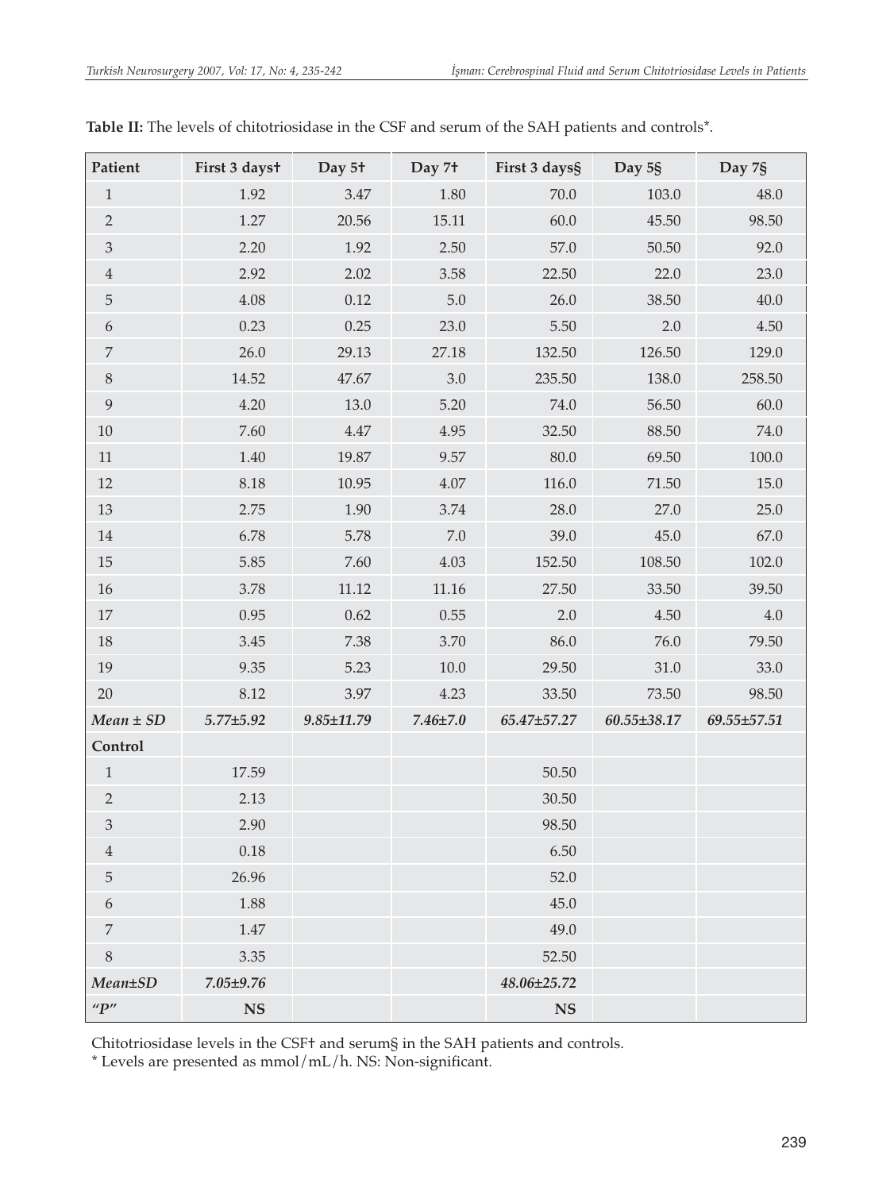**Table II:** The levels of chitotriosidase in the CSF and serum of the SAH patients and controls*.

| Patient | First 3 days† | Day 5† | Day 7† | First 3 days§ | Day 5§ | Day 7§ |
|---|---|---|---|---|---|---|
| 1 | 1.92 | 3.47 | 1.80 | 70.0 | 103.0 | 48.0 |
| 2 | 1.27 | 20.56 | 15.11 | 60.0 | 45.50 | 98.50 |
| 3 | 2.20 | 1.92 | 2.50 | 57.0 | 50.50 | 92.0 |
| 4 | 2.92 | 2.02 | 3.58 | 22.50 | 22.0 | 23.0 |
| 5 | 4.08 | 0.12 | 5.0 | 26.0 | 38.50 | 40.0 |
| 6 | 0.23 | 0.25 | 23.0 | 5.50 | 2.0 | 4.50 |
| 7 | 26.0 | 29.13 | 27.18 | 132.50 | 126.50 | 129.0 |
| 8 | 14.52 | 47.67 | 3.0 | 235.50 | 138.0 | 258.50 |
| 9 | 4.20 | 13.0 | 5.20 | 74.0 | 56.50 | 60.0 |
| 10 | 7.60 | 4.47 | 4.95 | 32.50 | 88.50 | 74.0 |
| 11 | 1.40 | 19.87 | 9.57 | 80.0 | 69.50 | 100.0 |
| 12 | 8.18 | 10.95 | 4.07 | 116.0 | 71.50 | 15.0 |
| 13 | 2.75 | 1.90 | 3.74 | 28.0 | 27.0 | 25.0 |
| 14 | 6.78 | 5.78 | 7.0 | 39.0 | 45.0 | 67.0 |
| 15 | 5.85 | 7.60 | 4.03 | 152.50 | 108.50 | 102.0 |
| 16 | 3.78 | 11.12 | 11.16 | 27.50 | 33.50 | 39.50 |
| 17 | 0.95 | 0.62 | 0.55 | 2.0 | 4.50 | 4.0 |
| 18 | 3.45 | 7.38 | 3.70 | 86.0 | 76.0 | 79.50 |
| 19 | 9.35 | 5.23 | 10.0 | 29.50 | 31.0 | 33.0 |
| 20 | 8.12 | 3.97 | 4.23 | 33.50 | 73.50 | 98.50 |
| *Mean ± SD* | *5.77±5.92* | *9.85±11.79* | *7.46±7.0* | *65.47±57.27* | *60.55±38.17* | *69.55±57.51* |
| **Control** | | | | | | |
| 1 | 17.59 | | | 50.50 | | |
| 2 | 2.13 | | | 30.50 | | |
| 3 | 2.90 | | | 98.50 | | |
| 4 | 0.18 | | | 6.50 | | |
| 5 | 26.96 | | | 52.0 | | |
| 6 | 1.88 | | | 45.0 | | |
| 7 | 1.47 | | | 49.0 | | |
| 8 | 3.35 | | | 52.50 | | |
| *Mean±SD* | *7.05±9.76* | | | *48.06±25.72* | | |
| *"P"* | **NS** | | | **NS** | | |

Chitotriosidase levels in the CSF† and serum§ in the SAH patients and controls.

* Levels are presented as mmol/mL/h. NS: Non-significant.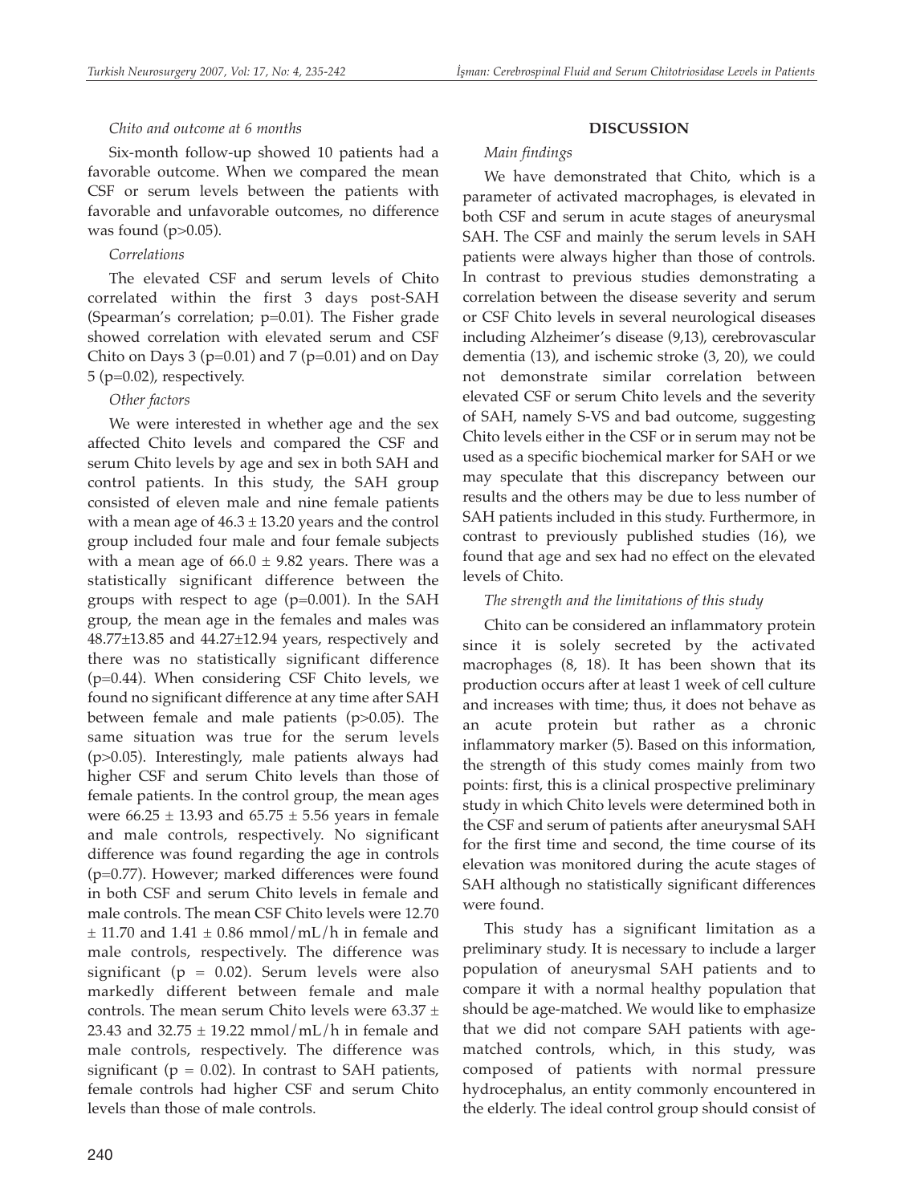*Chito and outcome at 6 months*

Six-month follow-up showed 10 patients had a favorable outcome. When we compared the mean CSF or serum levels between the patients with favorable and unfavorable outcomes, no difference was found ($p>0.05$).

*Correlations*

The elevated CSF and serum levels of Chito correlated within the first 3 days post-SAH (Spearman's correlation; $p=0.01$). The Fisher grade showed correlation with elevated serum and CSF Chito on Days 3 ($p=0.01$) and 7 ($p=0.01$) and on Day 5 ($p=0.02$), respectively.

*Other factors*

We were interested in whether age and the sex affected Chito levels and compared the CSF and serum Chito levels by age and sex in both SAH and control patients. In this study, the SAH group consisted of eleven male and nine female patients with a mean age of $46.3 \pm 13.20$ years and the control group included four male and four female subjects with a mean age of $66.0 \pm 9.82$ years. There was a statistically significant difference between the groups with respect to age ($p=0.001$). In the SAH group, the mean age in the females and males was $48.77 \pm 13.85$ and $44.27 \pm 12.94$ years, respectively and there was no statistically significant difference ($p=0.44$). When considering CSF Chito levels, we found no significant difference at any time after SAH between female and male patients ($p>0.05$). The same situation was true for the serum levels ($p>0.05$). Interestingly, male patients always had higher CSF and serum Chito levels than those of female patients. In the control group, the mean ages were $66.25 \pm 13.93$ and $65.75 \pm 5.56$ years in female and male controls, respectively. No significant difference was found regarding the age in controls ($p=0.77$). However; marked differences were found in both CSF and serum Chito levels in female and male controls. The mean CSF Chito levels were $12.70 \pm 11.70$ and $1.41 \pm 0.86$ mmol/mL/h in female and male controls, respectively. The difference was significant ($p = 0.02$). Serum levels were also markedly different between female and male controls. The mean serum Chito levels were $63.37 \pm 23.43$ and $32.75 \pm 19.22$ mmol/mL/h in female and male controls, respectively. The difference was significant ($p = 0.02$). In contrast to SAH patients, female controls had higher CSF and serum Chito levels than those of male controls.

## DISCUSSION

*Main findings*

We have demonstrated that Chito, which is a parameter of activated macrophages, is elevated in both CSF and serum in acute stages of aneurysmal SAH. The CSF and mainly the serum levels in SAH patients were always higher than those of controls. In contrast to previous studies demonstrating a correlation between the disease severity and serum or CSF Chito levels in several neurological diseases including Alzheimer's disease (9,13), cerebrovascular dementia (13), and ischemic stroke (3, 20), we could not demonstrate similar correlation between elevated CSF or serum Chito levels and the severity of SAH, namely S-VS and bad outcome, suggesting Chito levels either in the CSF or in serum may not be used as a specific biochemical marker for SAH or we may speculate that this discrepancy between our results and the others may be due to less number of SAH patients included in this study. Furthermore, in contrast to previously published studies (16), we found that age and sex had no effect on the elevated levels of Chito.

*The strength and the limitations of this study*

Chito can be considered an inflammatory protein since it is solely secreted by the activated macrophages (8, 18). It has been shown that its production occurs after at least 1 week of cell culture and increases with time; thus, it does not behave as an acute protein but rather as a chronic inflammatory marker (5). Based on this information, the strength of this study comes mainly from two points: first, this is a clinical prospective preliminary study in which Chito levels were determined both in the CSF and serum of patients after aneurysmal SAH for the first time and second, the time course of its elevation was monitored during the acute stages of SAH although no statistically significant differences were found.

This study has a significant limitation as a preliminary study. It is necessary to include a larger population of aneurysmal SAH patients and to compare it with a normal healthy population that should be age-matched. We would like to emphasize that we did not compare SAH patients with age-matched controls, which, in this study, was composed of patients with normal pressure hydrocephalus, an entity commonly encountered in the elderly. The ideal control group should consist of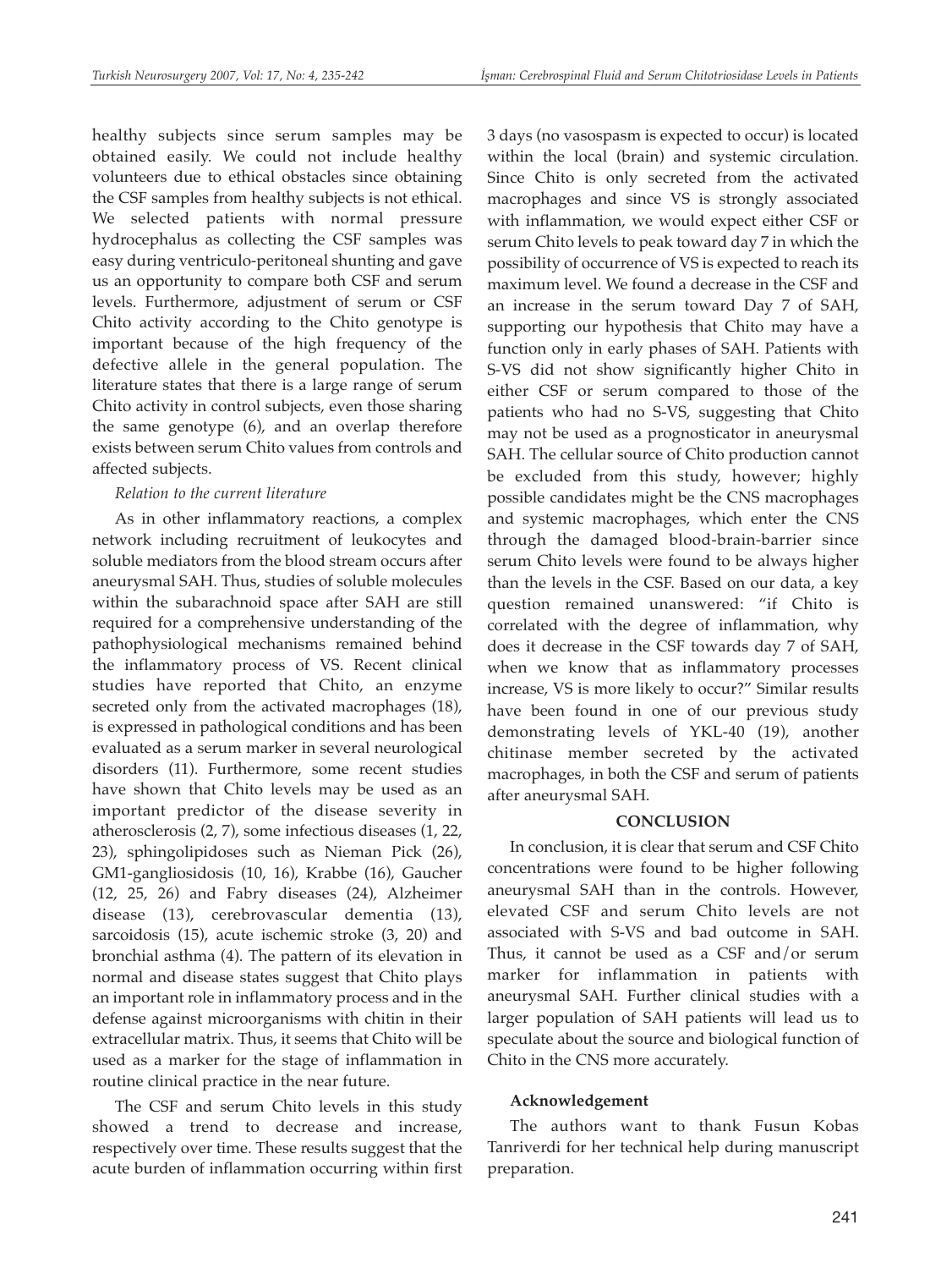healthy subjects since serum samples may be obtained easily. We could not include healthy volunteers due to ethical obstacles since obtaining the CSF samples from healthy subjects is not ethical. We selected patients with normal pressure hydrocephalus as collecting the CSF samples was easy during ventriculo-peritoneal shunting and gave us an opportunity to compare both CSF and serum levels. Furthermore, adjustment of serum or CSF Chito activity according to the Chito genotype is important because of the high frequency of the defective allele in the general population. The literature states that there is a large range of serum Chito activity in control subjects, even those sharing the same genotype (6), and an overlap therefore exists between serum Chito values from controls and affected subjects.

*Relation to the current literature*

As in other inflammatory reactions, a complex network including recruitment of leukocytes and soluble mediators from the blood stream occurs after aneurysmal SAH. Thus, studies of soluble molecules within the subarachnoid space after SAH are still required for a comprehensive understanding of the pathophysiological mechanisms remained behind the inflammatory process of VS. Recent clinical studies have reported that Chito, an enzyme secreted only from the activated macrophages (18), is expressed in pathological conditions and has been evaluated as a serum marker in several neurological disorders (11). Furthermore, some recent studies have shown that Chito levels may be used as an important predictor of the disease severity in atherosclerosis (2, 7), some infectious diseases (1, 22, 23), sphingolipidoses such as Nieman Pick (26), GM1-gangliosidosis (10, 16), Krabbe (16), Gaucher (12, 25, 26) and Fabry diseases (24), Alzheimer disease (13), cerebrovascular dementia (13), sarcoidosis (15), acute ischemic stroke (3, 20) and bronchial asthma (4). The pattern of its elevation in normal and disease states suggest that Chito plays an important role in inflammatory process and in the defense against microorganisms with chitin in their extracellular matrix. Thus, it seems that Chito will be used as a marker for the stage of inflammation in routine clinical practice in the near future.

The CSF and serum Chito levels in this study showed a trend to decrease and increase, respectively over time. These results suggest that the acute burden of inflammation occurring within first 3 days (no vasospasm is expected to occur) is located within the local (brain) and systemic circulation. Since Chito is only secreted from the activated macrophages and since VS is strongly associated with inflammation, we would expect either CSF or serum Chito levels to peak toward day 7 in which the possibility of occurrence of VS is expected to reach its maximum level. We found a decrease in the CSF and an increase in the serum toward Day 7 of SAH, supporting our hypothesis that Chito may have a function only in early phases of SAH. Patients with S-VS did not show significantly higher Chito in either CSF or serum compared to those of the patients who had no S-VS, suggesting that Chito may not be used as a prognosticator in aneurysmal SAH. The cellular source of Chito production cannot be excluded from this study, however; highly possible candidates might be the CNS macrophages and systemic macrophages, which enter the CNS through the damaged blood-brain-barrier since serum Chito levels were found to be always higher than the levels in the CSF. Based on our data, a key question remained unanswered: "if Chito is correlated with the degree of inflammation, why does it decrease in the CSF towards day 7 of SAH, when we know that as inflammatory processes increase, VS is more likely to occur?" Similar results have been found in one of our previous study demonstrating levels of YKL-40 (19), another chitinase member secreted by the activated macrophages, in both the CSF and serum of patients after aneurysmal SAH.

## CONCLUSION

In conclusion, it is clear that serum and CSF Chito concentrations were found to be higher following aneurysmal SAH than in the controls. However, elevated CSF and serum Chito levels are not associated with S-VS and bad outcome in SAH. Thus, it cannot be used as a CSF and/or serum marker for inflammation in patients with aneurysmal SAH. Further clinical studies with a larger population of SAH patients will lead us to speculate about the source and biological function of Chito in the CNS more accurately.

### Acknowledgement

The authors want to thank Fusun Kobas Tanriverdi for her technical help during manuscript preparation.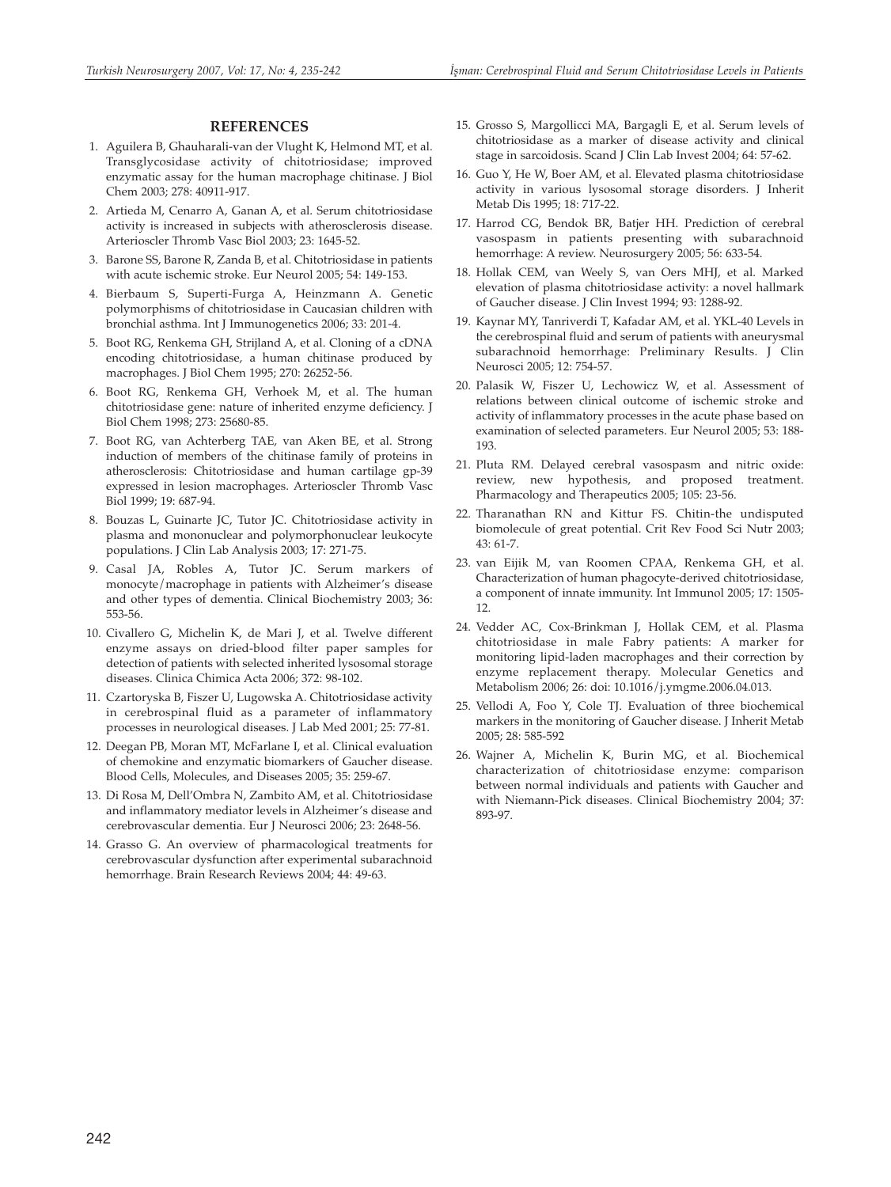## REFERENCES

1. Aguilera B, Ghauharali-van der Vlught K, Helmond MT, et al. Transglycosidase activity of chitotriosidase; improved enzymatic assay for the human macrophage chitinase. J Biol Chem 2003; 278: 40911-917.
2. Artieda M, Cenarro A, Ganan A, et al. Serum chitotriosidase activity is increased in subjects with atherosclerosis disease. Arterioscler Thromb Vasc Biol 2003; 23: 1645-52.
3. Barone SS, Barone R, Zanda B, et al. Chitotriosidase in patients with acute ischemic stroke. Eur Neurol 2005; 54: 149-153.
4. Bierbaum S, Superti-Furga A, Heinzmann A. Genetic polymorphisms of chitotriosidase in Caucasian children with bronchial asthma. Int J Immunogenetics 2006; 33: 201-4.
5. Boot RG, Renkema GH, Strijland A, et al. Cloning of a cDNA encoding chitotriosidase, a human chitinase produced by macrophages. J Biol Chem 1995; 270: 26252-56.
6. Boot RG, Renkema GH, Verhoek M, et al. The human chitotriosidase gene: nature of inherited enzyme deficiency. J Biol Chem 1998; 273: 25680-85.
7. Boot RG, van Achterberg TAE, van Aken BE, et al. Strong induction of members of the chitinase family of proteins in atherosclerosis: Chitotriosidase and human cartilage gp-39 expressed in lesion macrophages. Arterioscler Thromb Vasc Biol 1999; 19: 687-94.
8. Bouzas L, Guinarte JC, Tutor JC. Chitotriosidase activity in plasma and mononuclear and polymorphonuclear leukocyte populations. J Clin Lab Analysis 2003; 17: 271-75.
9. Casal JA, Robles A, Tutor JC. Serum markers of monocyte/macrophage in patients with Alzheimer's disease and other types of dementia. Clinical Biochemistry 2003; 36: 553-56.
10. Civallero G, Michelin K, de Mari J, et al. Twelve different enzyme assays on dried-blood filter paper samples for detection of patients with selected inherited lysosomal storage diseases. Clinica Chimica Acta 2006; 372: 98-102.
11. Czartoryska B, Fiszer U, Lugowska A. Chitotriosidase activity in cerebrospinal fluid as a parameter of inflammatory processes in neurological diseases. J Lab Med 2001; 25: 77-81.
12. Deegan PB, Moran MT, McFarlane I, et al. Clinical evaluation of chemokine and enzymatic biomarkers of Gaucher disease. Blood Cells, Molecules, and Diseases 2005; 35: 259-67.
13. Di Rosa M, Dell'Ombra N, Zambito AM, et al. Chitotriosidase and inflammatory mediator levels in Alzheimer's disease and cerebrovascular dementia. Eur J Neurosci 2006; 23: 2648-56.
14. Grasso G. An overview of pharmacological treatments for cerebrovascular dysfunction after experimental subarachnoid hemorrhage. Brain Research Reviews 2004; 44: 49-63.
15. Grosso S, Margollicci MA, Bargagli E, et al. Serum levels of chitotriosidase as a marker of disease activity and clinical stage in sarcoidosis. Scand J Clin Lab Invest 2004; 64: 57-62.
16. Guo Y, He W, Boer AM, et al. Elevated plasma chitotriosidase activity in various lysosomal storage disorders. J Inherit Metab Dis 1995; 18: 717-22.
17. Harrod CG, Bendok BR, Batjer HH. Prediction of cerebral vasospasm in patients presenting with subarachnoid hemorrhage: A review. Neurosurgery 2005; 56: 633-54.
18. Hollak CEM, van Weely S, van Oers MHJ, et al. Marked elevation of plasma chitotriosidase activity: a novel hallmark of Gaucher disease. J Clin Invest 1994; 93: 1288-92.
19. Kaynar MY, Tanriverdi T, Kafadar AM, et al. YKL-40 Levels in the cerebrospinal fluid and serum of patients with aneurysmal subarachnoid hemorrhage: Preliminary Results. J Clin Neurosci 2005; 12: 754-57.
20. Palasik W, Fiszer U, Lechowicz W, et al. Assessment of relations between clinical outcome of ischemic stroke and activity of inflammatory processes in the acute phase based on examination of selected parameters. Eur Neurol 2005; 53: 188-193.
21. Pluta RM. Delayed cerebral vasospasm and nitric oxide: review, new hypothesis, and proposed treatment. Pharmacology and Therapeutics 2005; 105: 23-56.
22. Tharanathan RN and Kittur FS. Chitin-the undisputed biomolecule of great potential. Crit Rev Food Sci Nutr 2003; 43: 61-7.
23. van Eijik M, van Roomen CPAA, Renkema GH, et al. Characterization of human phagocyte-derived chitotriosidase, a component of innate immunity. Int Immunol 2005; 17: 1505-12.
24. Vedder AC, Cox-Brinkman J, Hollak CEM, et al. Plasma chitotriosidase in male Fabry patients: A marker for monitoring lipid-laden macrophages and their correction by enzyme replacement therapy. Molecular Genetics and Metabolism 2006; 26: doi: 10.1016/j.ymgme.2006.04.013.
25. Vellodi A, Foo Y, Cole TJ. Evaluation of three biochemical markers in the monitoring of Gaucher disease. J Inherit Metab 2005; 28: 585-592
26. Wajner A, Michelin K, Burin MG, et al. Biochemical characterization of chitotriosidase enzyme: comparison between normal individuals and patients with Gaucher and with Niemann-Pick diseases. Clinical Biochemistry 2004; 37: 893-97.